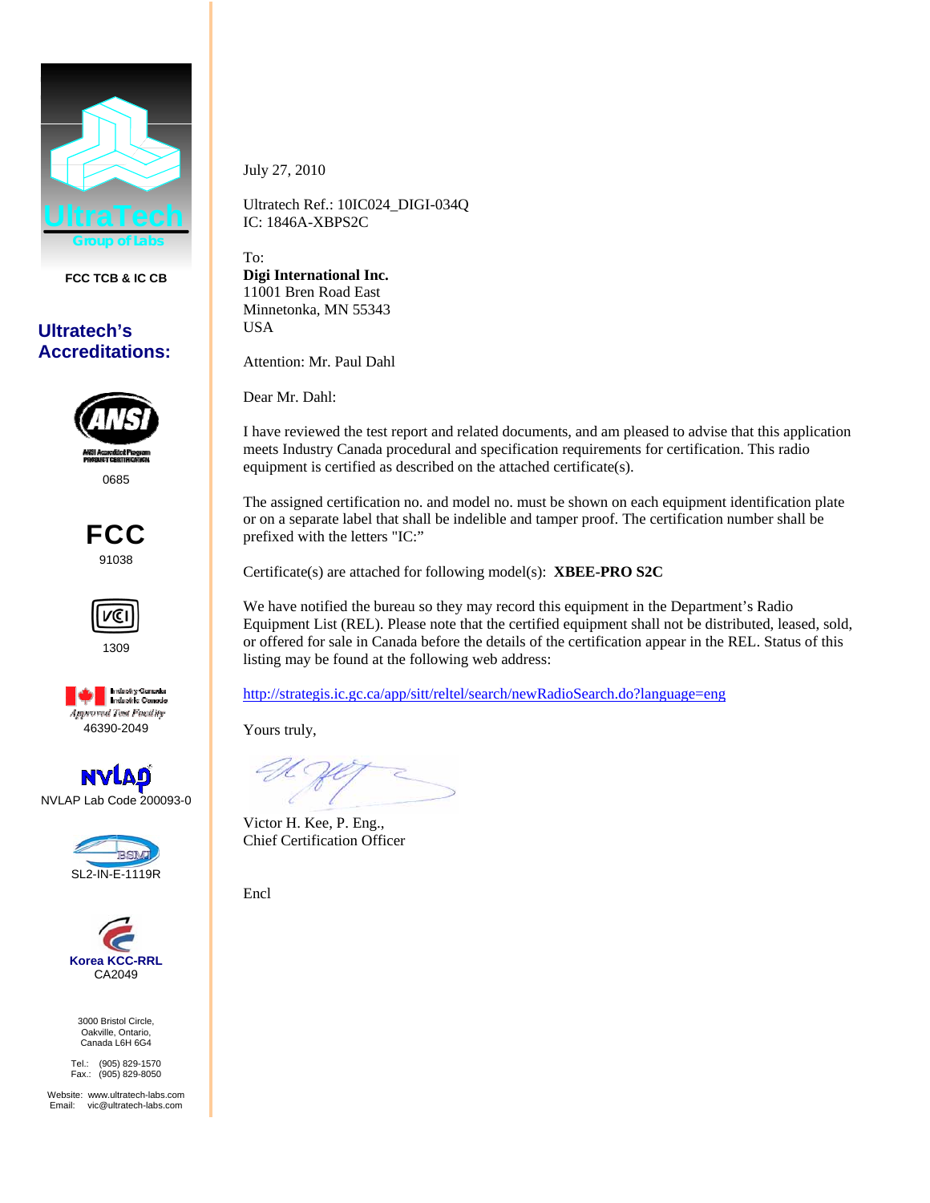UltraTech
Group of Labs

FCC TCB & IC CB

## Ultratech's Accreditations:

ANSI Accredited Program PRODUCT CERTIFICATION
0685

FCC
91038

VCCI
1309

Industry Canada / Industrie Canada
Approved Test Facility
46390-2049

NVLAP
NVLAP Lab Code 200093-0

BSMI
SL2-IN-E-1119R

Korea KCC-RRL
CA2049

3000 Bristol Circle,
Oakville, Ontario,
Canada L6H 6G4

Tel.: (905) 829-1570
Fax.: (905) 829-8050

Website: www.ultratech-labs.com
Email: vic@ultratech-labs.com

---

July 27, 2010

Ultratech Ref.: 10IC024_DIGI-034Q
IC: 1846A-XBPS2C

To:
**Digi International Inc.**
11001 Bren Road East
Minnetonka, MN 55343
USA

Attention: Mr. Paul Dahl

Dear Mr. Dahl:

I have reviewed the test report and related documents, and am pleased to advise that this application meets Industry Canada procedural and specification requirements for certification. This radio equipment is certified as described on the attached certificate(s).

The assigned certification no. and model no. must be shown on each equipment identification plate or on a separate label that shall be indelible and tamper proof. The certification number shall be prefixed with the letters "IC:"

Certificate(s) are attached for following model(s): **XBEE-PRO S2C**

We have notified the bureau so they may record this equipment in the Department's Radio Equipment List (REL). Please note that the certified equipment shall not be distributed, leased, sold, or offered for sale in Canada before the details of the certification appear in the REL. Status of this listing may be found at the following web address:

http://strategis.ic.gc.ca/app/sitt/reltel/search/newRadioSearch.do?language=eng

Yours truly,

Victor H. Kee, P. Eng.,
Chief Certification Officer

Encl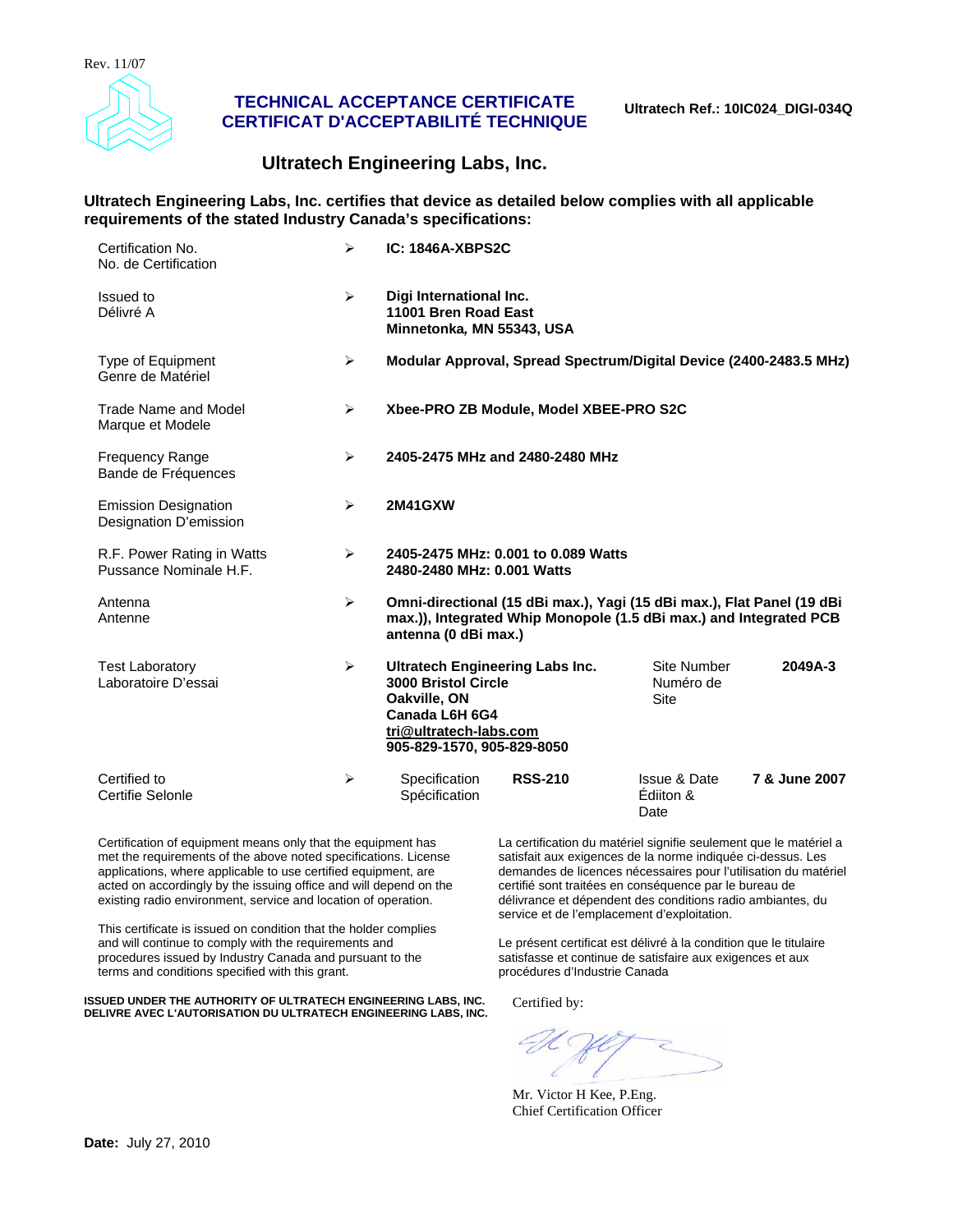Rev. 11/07

# TECHNICAL ACCEPTANCE CERTIFICATE
# CERTIFICAT D'ACCEPTABILITÉ TECHNIQUE

**Ultratech Ref.: 10IC024_DIGI-034Q**

## Ultratech Engineering Labs, Inc.

**Ultratech Engineering Labs, Inc. certifies that device as detailed below complies with all applicable requirements of the stated Industry Canada's specifications:**

| | | | | | |
|---|---|---|---|---|---|
| Certification No.<br>No. de Certification | ➢ | **IC: 1846A-XBPS2C** | | | |
| Issued to<br>Délivré A | ➢ | **Digi International Inc.<br>11001 Bren Road East<br>Minnetonka, MN 55343, USA** | | | |
| Type of Equipment<br>Genre de Matériel | ➢ | **Modular Approval, Spread Spectrum/Digital Device (2400-2483.5 MHz)** | | | |
| Trade Name and Model<br>Marque et Modele | ➢ | **Xbee-PRO ZB Module, Model XBEE-PRO S2C** | | | |
| Frequency Range<br>Bande de Fréquences | ➢ | **2405-2475 MHz and 2480-2480 MHz** | | | |
| Emission Designation<br>Designation D'emission | ➢ | **2M41GXW** | | | |
| R.F. Power Rating in Watts<br>Pussance Nominale H.F. | ➢ | **2405-2475 MHz: 0.001 to 0.089 Watts<br>2480-2480 MHz: 0.001 Watts** | | | |
| Antenna<br>Antenne | ➢ | **Omni-directional (15 dBi max.), Yagi (15 dBi max.), Flat Panel (19 dBi max.)), Integrated Whip Monopole (1.5 dBi max.) and Integrated PCB antenna (0 dBi max.)** | | | |
| Test Laboratory<br>Laboratoire D'essai | ➢ | **Ultratech Engineering Labs Inc.<br>3000 Bristol Circle<br>Oakville, ON<br>Canada L6H 6G4<br>tri@ultratech-labs.com<br>905-829-1570, 905-829-8050** | | Site Number<br>Numéro de Site | **2049A-3** |
| Certified to<br>Certifie Selonle | ➢ | Specification<br>Spécification | **RSS-210** | Issue & Date<br>Édiiton & Date | **7 & June 2007** |

Certification of equipment means only that the equipment has met the requirements of the above noted specifications. License applications, where applicable to use certified equipment, are acted on accordingly by the issuing office and will depend on the existing radio environment, service and location of operation.

This certificate is issued on condition that the holder complies and will continue to comply with the requirements and procedures issued by Industry Canada and pursuant to the terms and conditions specified with this grant.

La certification du matériel signifie seulement que le matériel a satisfait aux exigences de la norme indiquée ci-dessus. Les demandes de licences nécessaires pour l'utilisation du matériel certifié sont traitées en conséquence par le bureau de délivrance et dépendent des conditions radio ambiantes, du service et de l'emplacement d'exploitation.

Le présent certificat est délivré à la condition que le titulaire satisfasse et continue de satisfaire aux exigences et aux procédures d'Industrie Canada

**ISSUED UNDER THE AUTHORITY OF ULTRATECH ENGINEERING LABS, INC.**
**DELIVRE AVEC L'AUTORISATION DU ULTRATECH ENGINEERING LABS, INC.**

Certified by:

Mr. Victor H Kee, P.Eng.
Chief Certification Officer

**Date:** July 27, 2010